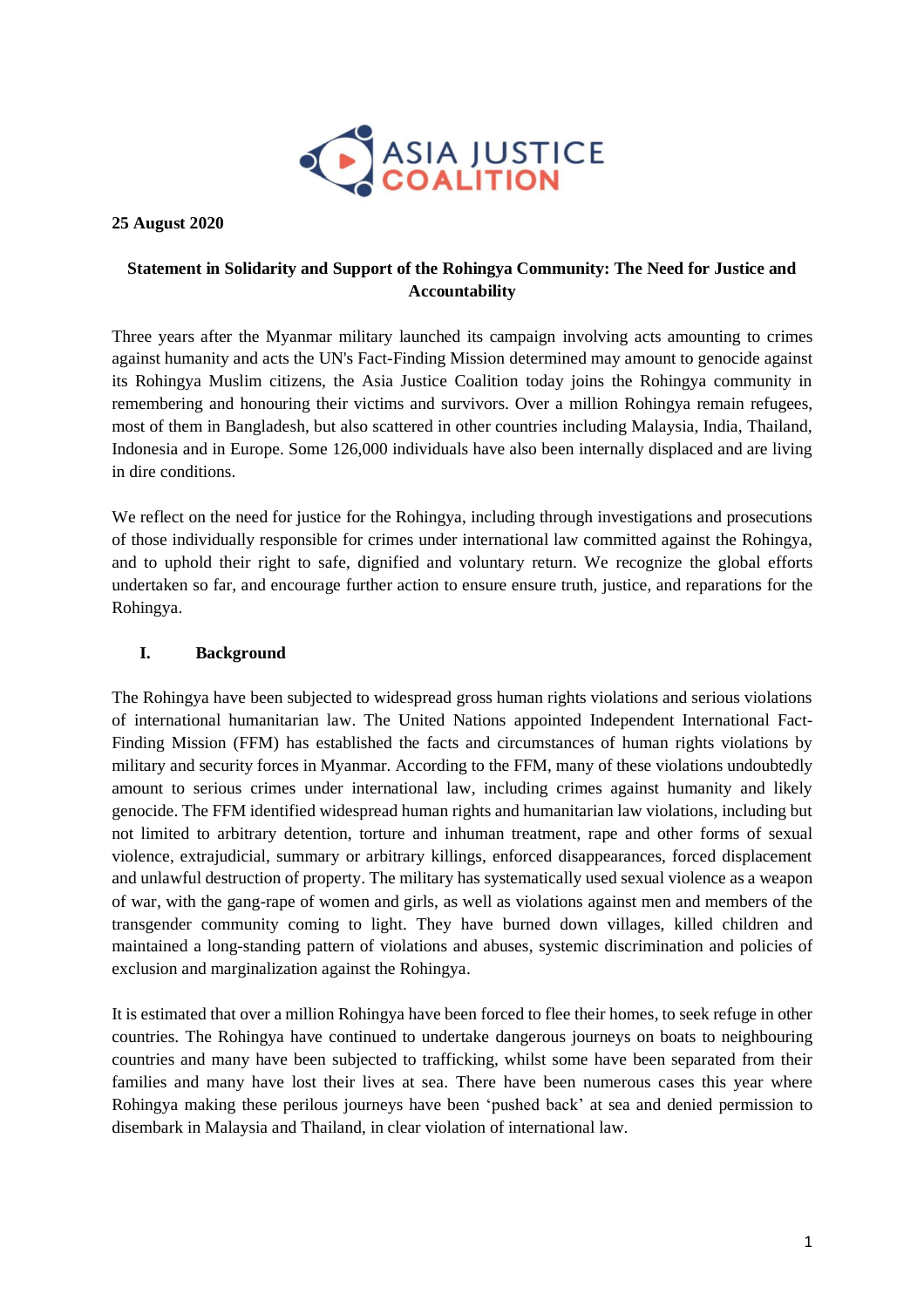**25 August 2020**

## Statement in Solidarity and Support of the Rohingya Community: The Need for Justice and Accountability

Three years after the Myanmar military launched its campaign involving acts amounting to crimes against humanity and acts the UN's Fact-Finding Mission determined may amount to genocide against its Rohingya Muslim citizens, the Asia Justice Coalition today joins the Rohingya community in remembering and honouring their victims and survivors. Over a million Rohingya remain refugees, most of them in Bangladesh, but also scattered in other countries including Malaysia, India, Thailand, Indonesia and in Europe. Some 126,000 individuals have also been internally displaced and are living in dire conditions.

We reflect on the need for justice for the Rohingya, including through investigations and prosecutions of those individually responsible for crimes under international law committed against the Rohingya, and to uphold their right to safe, dignified and voluntary return. We recognize the global efforts undertaken so far, and encourage further action to ensure ensure truth, justice, and reparations for the Rohingya.

### I. Background

The Rohingya have been subjected to widespread gross human rights violations and serious violations of international humanitarian law. The United Nations appointed Independent International Fact-Finding Mission (FFM) has established the facts and circumstances of human rights violations by military and security forces in Myanmar. According to the FFM, many of these violations undoubtedly amount to serious crimes under international law, including crimes against humanity and likely genocide. The FFM identified widespread human rights and humanitarian law violations, including but not limited to arbitrary detention, torture and inhuman treatment, rape and other forms of sexual violence, extrajudicial, summary or arbitrary killings, enforced disappearances, forced displacement and unlawful destruction of property. The military has systematically used sexual violence as a weapon of war, with the gang-rape of women and girls, as well as violations against men and members of the transgender community coming to light. They have burned down villages, killed children and maintained a long-standing pattern of violations and abuses, systemic discrimination and policies of exclusion and marginalization against the Rohingya.

It is estimated that over a million Rohingya have been forced to flee their homes, to seek refuge in other countries. The Rohingya have continued to undertake dangerous journeys on boats to neighbouring countries and many have been subjected to trafficking, whilst some have been separated from their families and many have lost their lives at sea. There have been numerous cases this year where Rohingya making these perilous journeys have been 'pushed back' at sea and denied permission to disembark in Malaysia and Thailand, in clear violation of international law.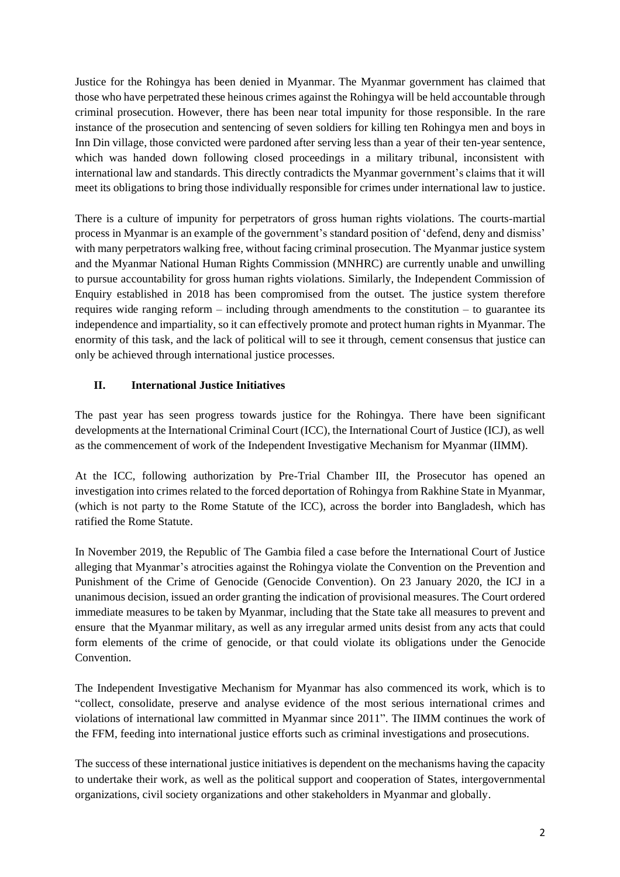Justice for the Rohingya has been denied in Myanmar. The Myanmar government has claimed that those who have perpetrated these heinous crimes against the Rohingya will be held accountable through criminal prosecution. However, there has been near total impunity for those responsible. In the rare instance of the prosecution and sentencing of seven soldiers for killing ten Rohingya men and boys in Inn Din village, those convicted were pardoned after serving less than a year of their ten-year sentence, which was handed down following closed proceedings in a military tribunal, inconsistent with international law and standards. This directly contradicts the Myanmar government's claims that it will meet its obligations to bring those individually responsible for crimes under international law to justice.

There is a culture of impunity for perpetrators of gross human rights violations. The courts-martial process in Myanmar is an example of the government's standard position of 'defend, deny and dismiss' with many perpetrators walking free, without facing criminal prosecution. The Myanmar justice system and the Myanmar National Human Rights Commission (MNHRC) are currently unable and unwilling to pursue accountability for gross human rights violations. Similarly, the Independent Commission of Enquiry established in 2018 has been compromised from the outset. The justice system therefore requires wide ranging reform – including through amendments to the constitution – to guarantee its independence and impartiality, so it can effectively promote and protect human rights in Myanmar. The enormity of this task, and the lack of political will to see it through, cement consensus that justice can only be achieved through international justice processes.

## II. International Justice Initiatives

The past year has seen progress towards justice for the Rohingya. There have been significant developments at the International Criminal Court (ICC), the International Court of Justice (ICJ), as well as the commencement of work of the Independent Investigative Mechanism for Myanmar (IIMM).

At the ICC, following authorization by Pre-Trial Chamber III, the Prosecutor has opened an investigation into crimes related to the forced deportation of Rohingya from Rakhine State in Myanmar, (which is not party to the Rome Statute of the ICC), across the border into Bangladesh, which has ratified the Rome Statute.

In November 2019, the Republic of The Gambia filed a case before the International Court of Justice alleging that Myanmar's atrocities against the Rohingya violate the Convention on the Prevention and Punishment of the Crime of Genocide (Genocide Convention). On 23 January 2020, the ICJ in a unanimous decision, issued an order granting the indication of provisional measures. The Court ordered immediate measures to be taken by Myanmar, including that the State take all measures to prevent and ensure that the Myanmar military, as well as any irregular armed units desist from any acts that could form elements of the crime of genocide, or that could violate its obligations under the Genocide Convention.

The Independent Investigative Mechanism for Myanmar has also commenced its work, which is to "collect, consolidate, preserve and analyse evidence of the most serious international crimes and violations of international law committed in Myanmar since 2011". The IIMM continues the work of the FFM, feeding into international justice efforts such as criminal investigations and prosecutions.

The success of these international justice initiatives is dependent on the mechanisms having the capacity to undertake their work, as well as the political support and cooperation of States, intergovernmental organizations, civil society organizations and other stakeholders in Myanmar and globally.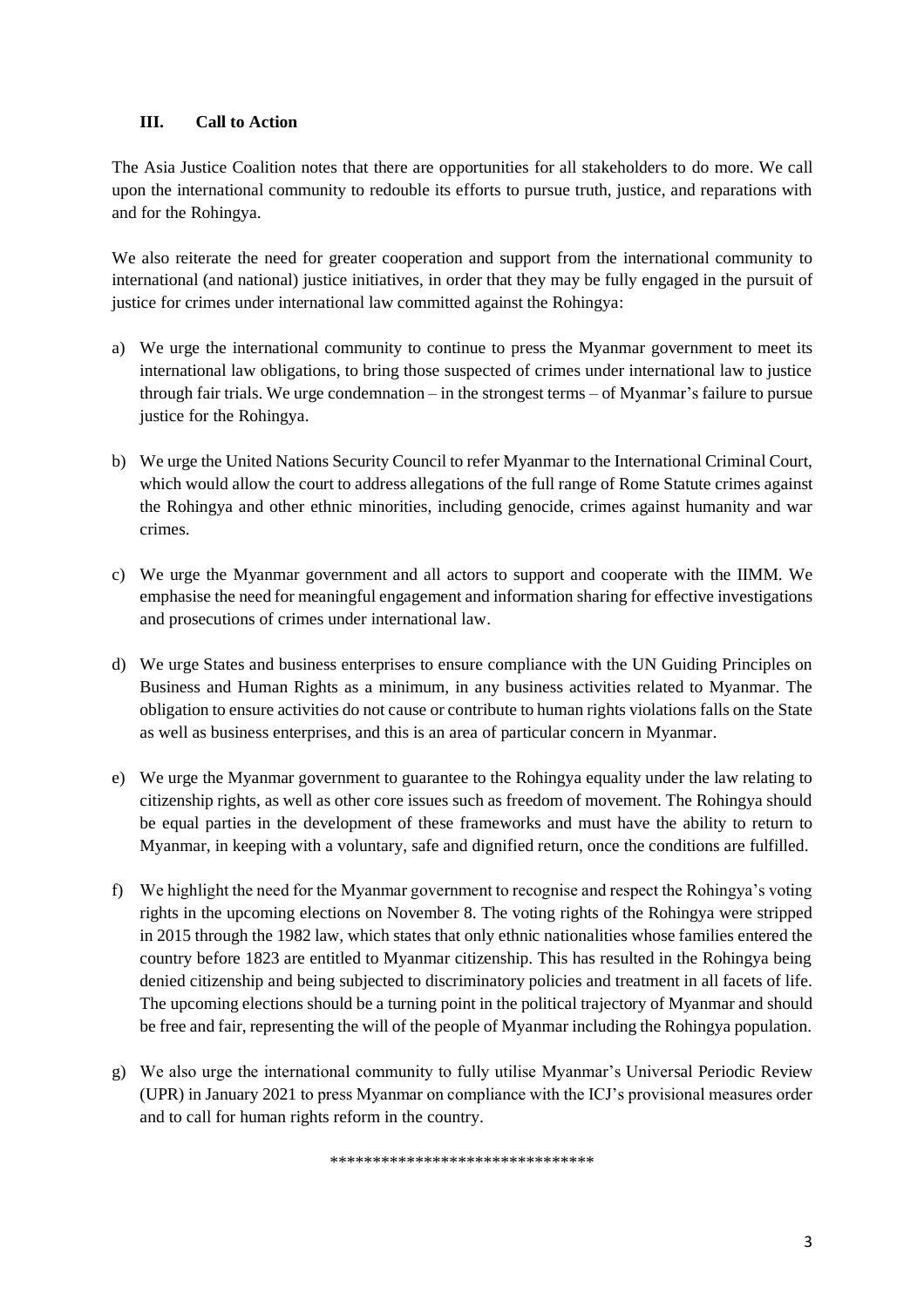## III. Call to Action

The Asia Justice Coalition notes that there are opportunities for all stakeholders to do more. We call upon the international community to redouble its efforts to pursue truth, justice, and reparations with and for the Rohingya.

We also reiterate the need for greater cooperation and support from the international community to international (and national) justice initiatives, in order that they may be fully engaged in the pursuit of justice for crimes under international law committed against the Rohingya:

a) We urge the international community to continue to press the Myanmar government to meet its international law obligations, to bring those suspected of crimes under international law to justice through fair trials. We urge condemnation – in the strongest terms – of Myanmar's failure to pursue justice for the Rohingya.

b) We urge the United Nations Security Council to refer Myanmar to the International Criminal Court, which would allow the court to address allegations of the full range of Rome Statute crimes against the Rohingya and other ethnic minorities, including genocide, crimes against humanity and war crimes.

c) We urge the Myanmar government and all actors to support and cooperate with the IIMM. We emphasise the need for meaningful engagement and information sharing for effective investigations and prosecutions of crimes under international law.

d) We urge States and business enterprises to ensure compliance with the UN Guiding Principles on Business and Human Rights as a minimum, in any business activities related to Myanmar. The obligation to ensure activities do not cause or contribute to human rights violations falls on the State as well as business enterprises, and this is an area of particular concern in Myanmar.

e) We urge the Myanmar government to guarantee to the Rohingya equality under the law relating to citizenship rights, as well as other core issues such as freedom of movement. The Rohingya should be equal parties in the development of these frameworks and must have the ability to return to Myanmar, in keeping with a voluntary, safe and dignified return, once the conditions are fulfilled.

f) We highlight the need for the Myanmar government to recognise and respect the Rohingya's voting rights in the upcoming elections on November 8. The voting rights of the Rohingya were stripped in 2015 through the 1982 law, which states that only ethnic nationalities whose families entered the country before 1823 are entitled to Myanmar citizenship. This has resulted in the Rohingya being denied citizenship and being subjected to discriminatory policies and treatment in all facets of life. The upcoming elections should be a turning point in the political trajectory of Myanmar and should be free and fair, representing the will of the people of Myanmar including the Rohingya population.

g) We also urge the international community to fully utilise Myanmar's Universal Periodic Review (UPR) in January 2021 to press Myanmar on compliance with the ICJ's provisional measures order and to call for human rights reform in the country.

******************************